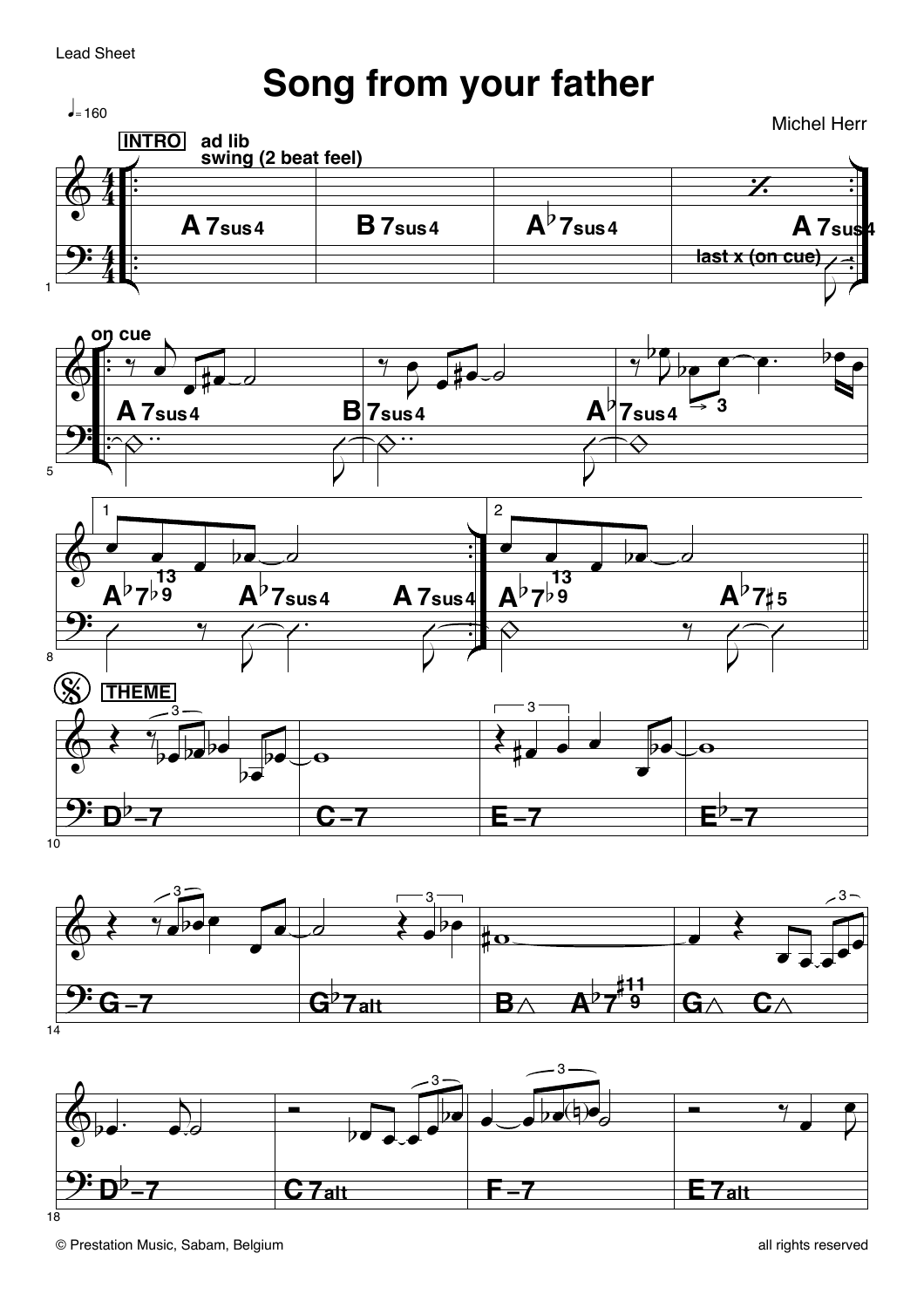Lead Sheet

# Song from your father

♩= 160

Michel Herr

**INTRO** **ad lib** **swing (2 beat feel)**

A7sus4 | B7sus4 | A♭7sus4 | A7sus4

last x (on cue)

**on cue**

A7sus4 | B7sus4 | A♭7sus4

1. A♭7♭9(13) | A♭7sus4 | A7sus4

2. A♭7♭9(13) | A♭7♯5

**THEME**

D♭–7 | C–7 | E–7 | E♭–7

G–7 | G♭7alt | B△ A♭7(9, ♯11) | G△ C△

D♭–7 | C7alt | F–7 | E7alt

© Prestation Music, Sabam, Belgium

all rights reserved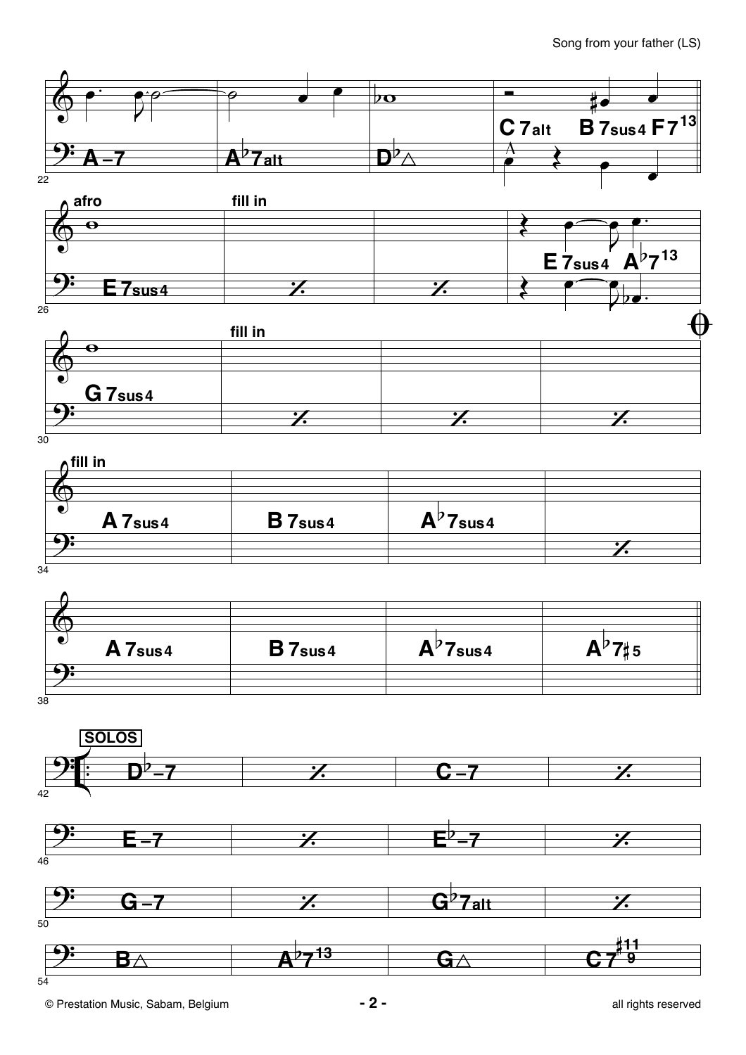A–7 | A♭7alt | D♭△ | C7alt B7sus4 F7[13]

afro

fill in

E7sus4 | ⁒ | ⁒ | E7sus4 A♭7[13]

fill in

G7sus4 | ⁒ | ⁒ | ⁒

fill in

A7sus4 | B7sus4 | A♭7sus4 | ⁒

A7sus4 | B7sus4 | A♭7sus4 | A♭7♯5

**SOLOS**

D♭–7 | ⁒ | C–7 | ⁒

E–7 | ⁒ | E♭–7 | ⁒

G–7 | ⁒ | G♭7alt | ⁒

B△ | A♭7[13] | G△ | C7[♯11, 9]

© Prestation Music, Sabam, Belgium — all rights reserved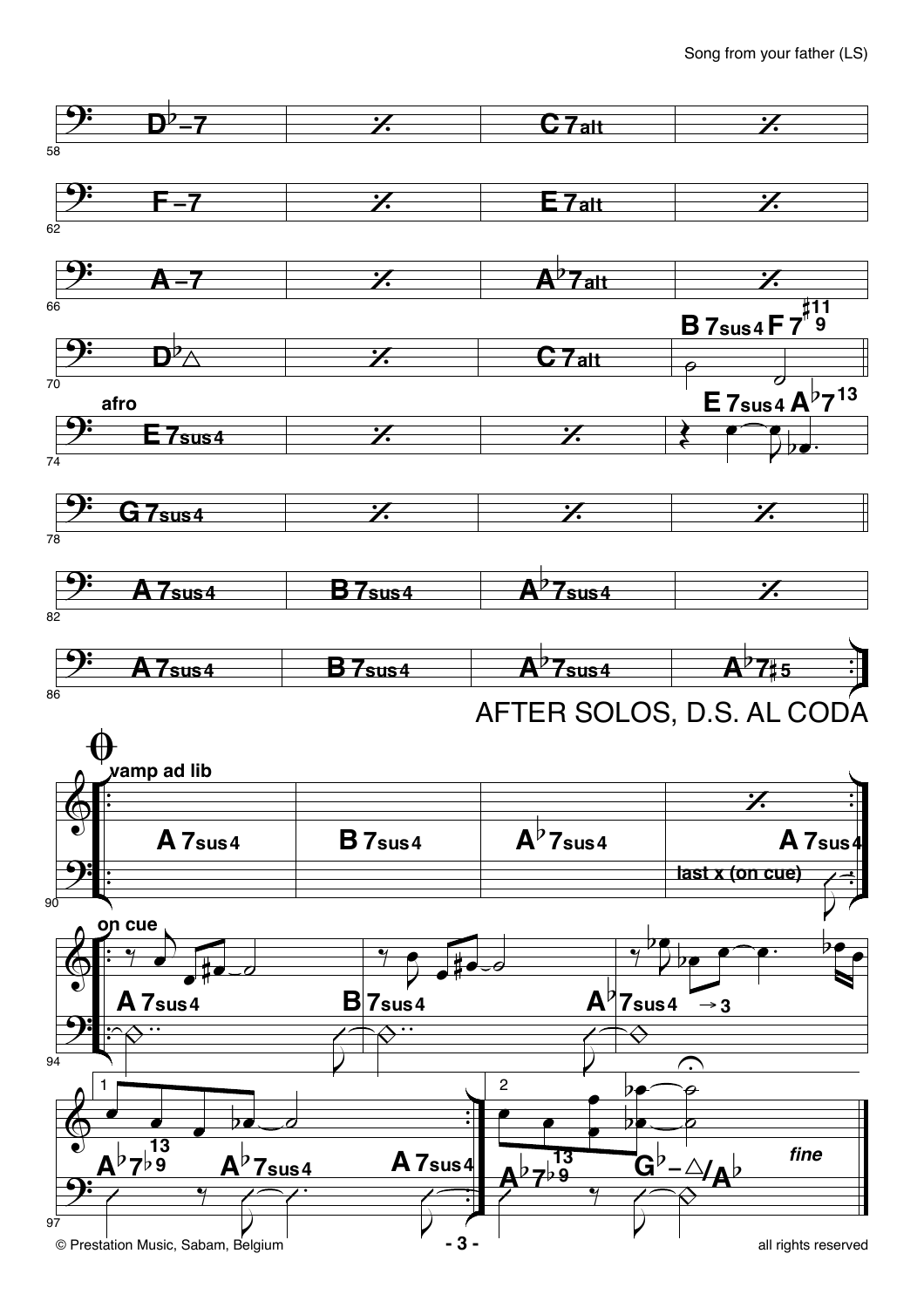AFTER SOLOS, D.S. AL CODA

© Prestation Music, Sabam, Belgium

all rights reserved